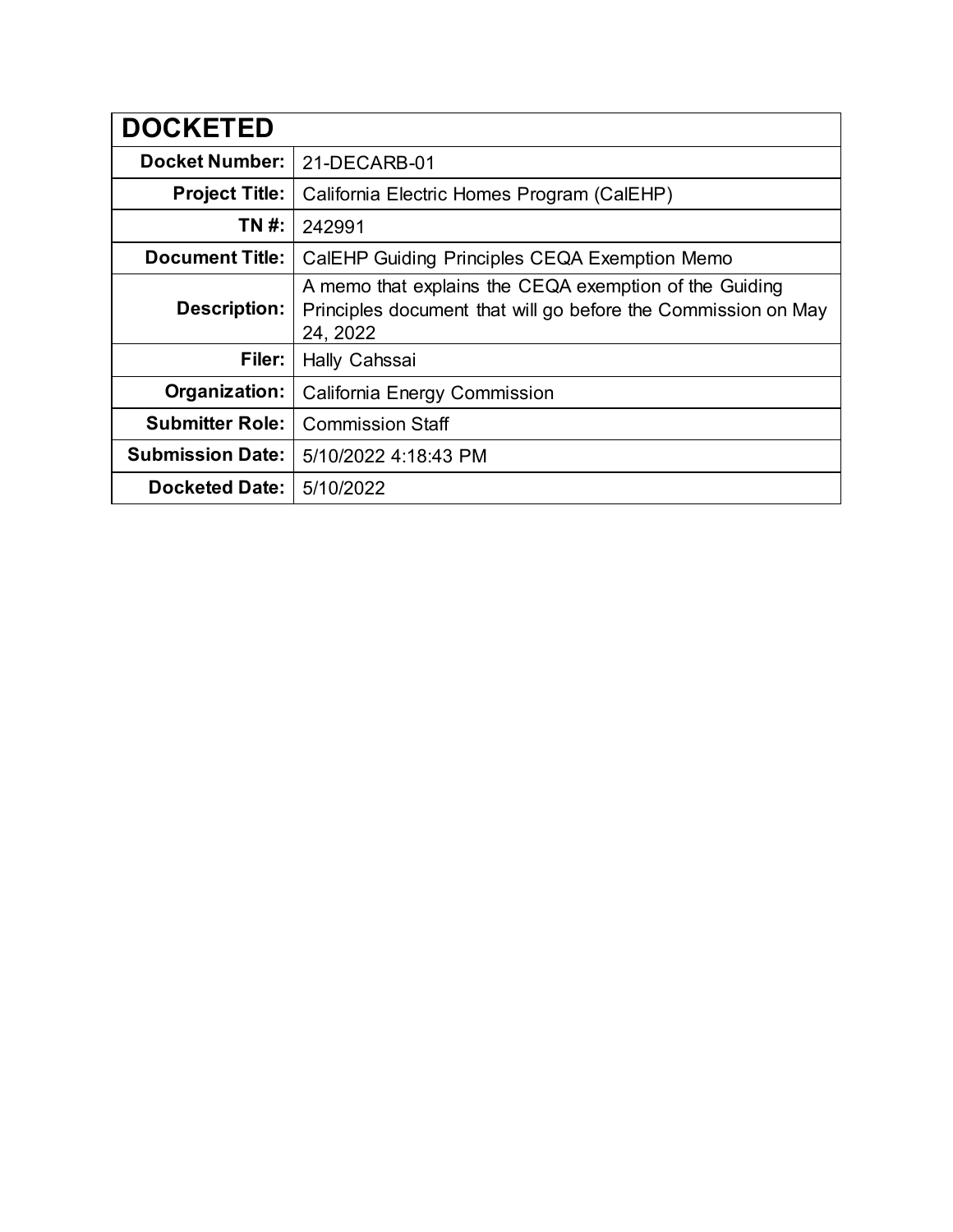| DOCKETED | |
|---|---|
| **Docket Number:** | 21-DECARB-01 |
| **Project Title:** | California Electric Homes Program (CalEHP) |
| **TN #:** | 242991 |
| **Document Title:** | CalEHP Guiding Principles CEQA Exemption Memo |
| **Description:** | A memo that explains the CEQA exemption of the Guiding Principles document that will go before the Commission on May 24, 2022 |
| **Filer:** | Hally Cahssai |
| **Organization:** | California Energy Commission |
| **Submitter Role:** | Commission Staff |
| **Submission Date:** | 5/10/2022 4:18:43 PM |
| **Docketed Date:** | 5/10/2022 |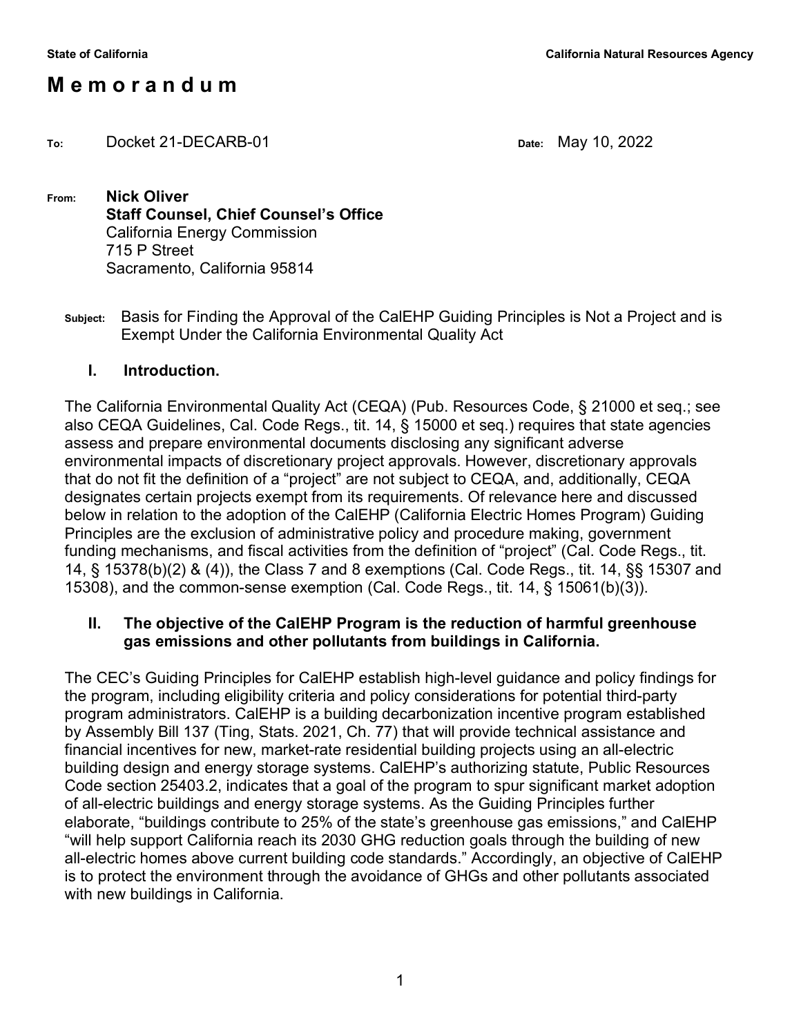State of California | California Natural Resources Agency

# M e m o r a n d u m

**To:** Docket 21-DECARB-01

**Date:** May 10, 2022

**From:** **Nick Oliver**
**Staff Counsel, Chief Counsel's Office**
California Energy Commission
715 P Street
Sacramento, California 95814

**Subject:** Basis for Finding the Approval of the CalEHP Guiding Principles is Not a Project and is Exempt Under the California Environmental Quality Act

## I. Introduction.

The California Environmental Quality Act (CEQA) (Pub. Resources Code, § 21000 et seq.; see also CEQA Guidelines, Cal. Code Regs., tit. 14, § 15000 et seq.) requires that state agencies assess and prepare environmental documents disclosing any significant adverse environmental impacts of discretionary project approvals. However, discretionary approvals that do not fit the definition of a "project" are not subject to CEQA, and, additionally, CEQA designates certain projects exempt from its requirements. Of relevance here and discussed below in relation to the adoption of the CalEHP (California Electric Homes Program) Guiding Principles are the exclusion of administrative policy and procedure making, government funding mechanisms, and fiscal activities from the definition of "project" (Cal. Code Regs., tit. 14, § 15378(b)(2) & (4)), the Class 7 and 8 exemptions (Cal. Code Regs., tit. 14, §§ 15307 and 15308), and the common-sense exemption (Cal. Code Regs., tit. 14, § 15061(b)(3)).

## II. The objective of the CalEHP Program is the reduction of harmful greenhouse gas emissions and other pollutants from buildings in California.

The CEC's Guiding Principles for CalEHP establish high-level guidance and policy findings for the program, including eligibility criteria and policy considerations for potential third-party program administrators. CalEHP is a building decarbonization incentive program established by Assembly Bill 137 (Ting, Stats. 2021, Ch. 77) that will provide technical assistance and financial incentives for new, market-rate residential building projects using an all-electric building design and energy storage systems. CalEHP's authorizing statute, Public Resources Code section 25403.2, indicates that a goal of the program to spur significant market adoption of all-electric buildings and energy storage systems. As the Guiding Principles further elaborate, "buildings contribute to 25% of the state's greenhouse gas emissions," and CalEHP "will help support California reach its 2030 GHG reduction goals through the building of new all-electric homes above current building code standards." Accordingly, an objective of CalEHP is to protect the environment through the avoidance of GHGs and other pollutants associated with new buildings in California.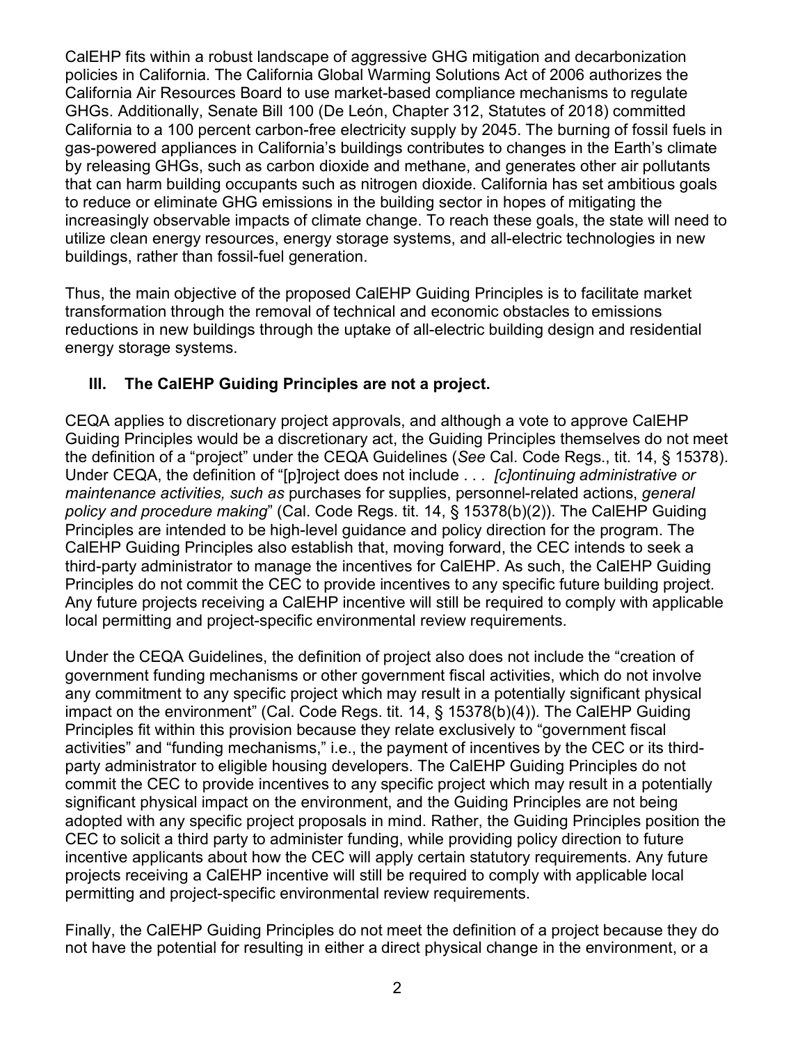CalEHP fits within a robust landscape of aggressive GHG mitigation and decarbonization policies in California. The California Global Warming Solutions Act of 2006 authorizes the California Air Resources Board to use market-based compliance mechanisms to regulate GHGs. Additionally, Senate Bill 100 (De León, Chapter 312, Statutes of 2018) committed California to a 100 percent carbon-free electricity supply by 2045. The burning of fossil fuels in gas-powered appliances in California's buildings contributes to changes in the Earth's climate by releasing GHGs, such as carbon dioxide and methane, and generates other air pollutants that can harm building occupants such as nitrogen dioxide. California has set ambitious goals to reduce or eliminate GHG emissions in the building sector in hopes of mitigating the increasingly observable impacts of climate change. To reach these goals, the state will need to utilize clean energy resources, energy storage systems, and all-electric technologies in new buildings, rather than fossil-fuel generation.

Thus, the main objective of the proposed CalEHP Guiding Principles is to facilitate market transformation through the removal of technical and economic obstacles to emissions reductions in new buildings through the uptake of all-electric building design and residential energy storage systems.

## III. The CalEHP Guiding Principles are not a project.

CEQA applies to discretionary project approvals, and although a vote to approve CalEHP Guiding Principles would be a discretionary act, the Guiding Principles themselves do not meet the definition of a "project" under the CEQA Guidelines (*See* Cal. Code Regs., tit. 14, § 15378). Under CEQA, the definition of "[p]roject does not include . . . *[c]ontinuing administrative or maintenance activities, such as* purchases for supplies, personnel-related actions, *general policy and procedure making*" (Cal. Code Regs. tit. 14, § 15378(b)(2)). The CalEHP Guiding Principles are intended to be high-level guidance and policy direction for the program. The CalEHP Guiding Principles also establish that, moving forward, the CEC intends to seek a third-party administrator to manage the incentives for CalEHP. As such, the CalEHP Guiding Principles do not commit the CEC to provide incentives to any specific future building project. Any future projects receiving a CalEHP incentive will still be required to comply with applicable local permitting and project-specific environmental review requirements.

Under the CEQA Guidelines, the definition of project also does not include the "creation of government funding mechanisms or other government fiscal activities, which do not involve any commitment to any specific project which may result in a potentially significant physical impact on the environment" (Cal. Code Regs. tit. 14, § 15378(b)(4)). The CalEHP Guiding Principles fit within this provision because they relate exclusively to "government fiscal activities" and "funding mechanisms," i.e., the payment of incentives by the CEC or its third-party administrator to eligible housing developers. The CalEHP Guiding Principles do not commit the CEC to provide incentives to any specific project which may result in a potentially significant physical impact on the environment, and the Guiding Principles are not being adopted with any specific project proposals in mind. Rather, the Guiding Principles position the CEC to solicit a third party to administer funding, while providing policy direction to future incentive applicants about how the CEC will apply certain statutory requirements. Any future projects receiving a CalEHP incentive will still be required to comply with applicable local permitting and project-specific environmental review requirements.

Finally, the CalEHP Guiding Principles do not meet the definition of a project because they do not have the potential for resulting in either a direct physical change in the environment, or a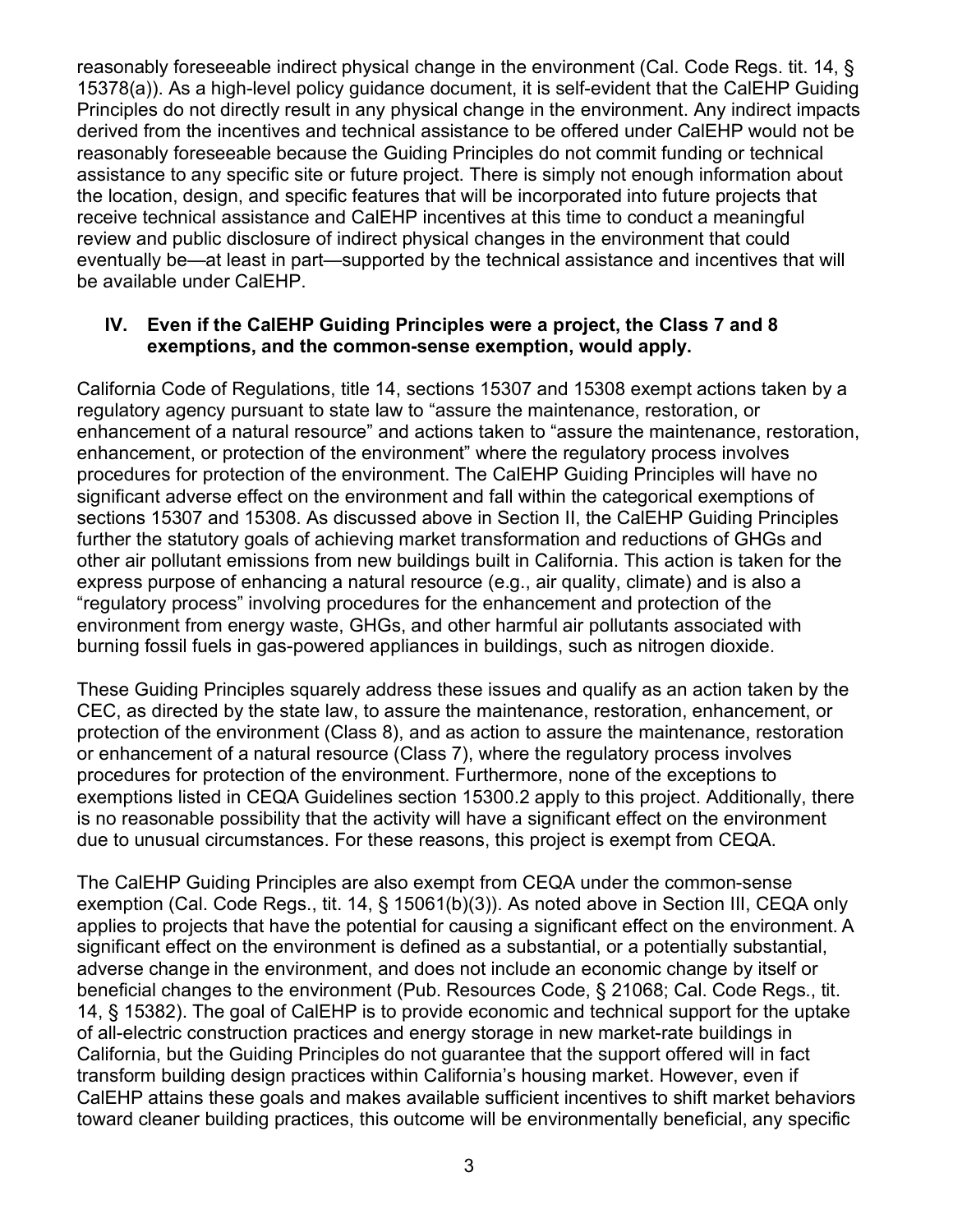reasonably foreseeable indirect physical change in the environment (Cal. Code Regs. tit. 14, § 15378(a)). As a high-level policy guidance document, it is self-evident that the CalEHP Guiding Principles do not directly result in any physical change in the environment. Any indirect impacts derived from the incentives and technical assistance to be offered under CalEHP would not be reasonably foreseeable because the Guiding Principles do not commit funding or technical assistance to any specific site or future project. There is simply not enough information about the location, design, and specific features that will be incorporated into future projects that receive technical assistance and CalEHP incentives at this time to conduct a meaningful review and public disclosure of indirect physical changes in the environment that could eventually be—at least in part—supported by the technical assistance and incentives that will be available under CalEHP.

## IV. Even if the CalEHP Guiding Principles were a project, the Class 7 and 8 exemptions, and the common-sense exemption, would apply.

California Code of Regulations, title 14, sections 15307 and 15308 exempt actions taken by a regulatory agency pursuant to state law to "assure the maintenance, restoration, or enhancement of a natural resource" and actions taken to "assure the maintenance, restoration, enhancement, or protection of the environment" where the regulatory process involves procedures for protection of the environment. The CalEHP Guiding Principles will have no significant adverse effect on the environment and fall within the categorical exemptions of sections 15307 and 15308. As discussed above in Section II, the CalEHP Guiding Principles further the statutory goals of achieving market transformation and reductions of GHGs and other air pollutant emissions from new buildings built in California. This action is taken for the express purpose of enhancing a natural resource (e.g., air quality, climate) and is also a "regulatory process" involving procedures for the enhancement and protection of the environment from energy waste, GHGs, and other harmful air pollutants associated with burning fossil fuels in gas-powered appliances in buildings, such as nitrogen dioxide.

These Guiding Principles squarely address these issues and qualify as an action taken by the CEC, as directed by the state law, to assure the maintenance, restoration, enhancement, or protection of the environment (Class 8), and as action to assure the maintenance, restoration or enhancement of a natural resource (Class 7), where the regulatory process involves procedures for protection of the environment. Furthermore, none of the exceptions to exemptions listed in CEQA Guidelines section 15300.2 apply to this project. Additionally, there is no reasonable possibility that the activity will have a significant effect on the environment due to unusual circumstances. For these reasons, this project is exempt from CEQA.

The CalEHP Guiding Principles are also exempt from CEQA under the common-sense exemption (Cal. Code Regs., tit. 14, § 15061(b)(3)). As noted above in Section III, CEQA only applies to projects that have the potential for causing a significant effect on the environment. A significant effect on the environment is defined as a substantial, or a potentially substantial, adverse change in the environment, and does not include an economic change by itself or beneficial changes to the environment (Pub. Resources Code, § 21068; Cal. Code Regs., tit. 14, § 15382). The goal of CalEHP is to provide economic and technical support for the uptake of all-electric construction practices and energy storage in new market-rate buildings in California, but the Guiding Principles do not guarantee that the support offered will in fact transform building design practices within California's housing market. However, even if CalEHP attains these goals and makes available sufficient incentives to shift market behaviors toward cleaner building practices, this outcome will be environmentally beneficial, any specific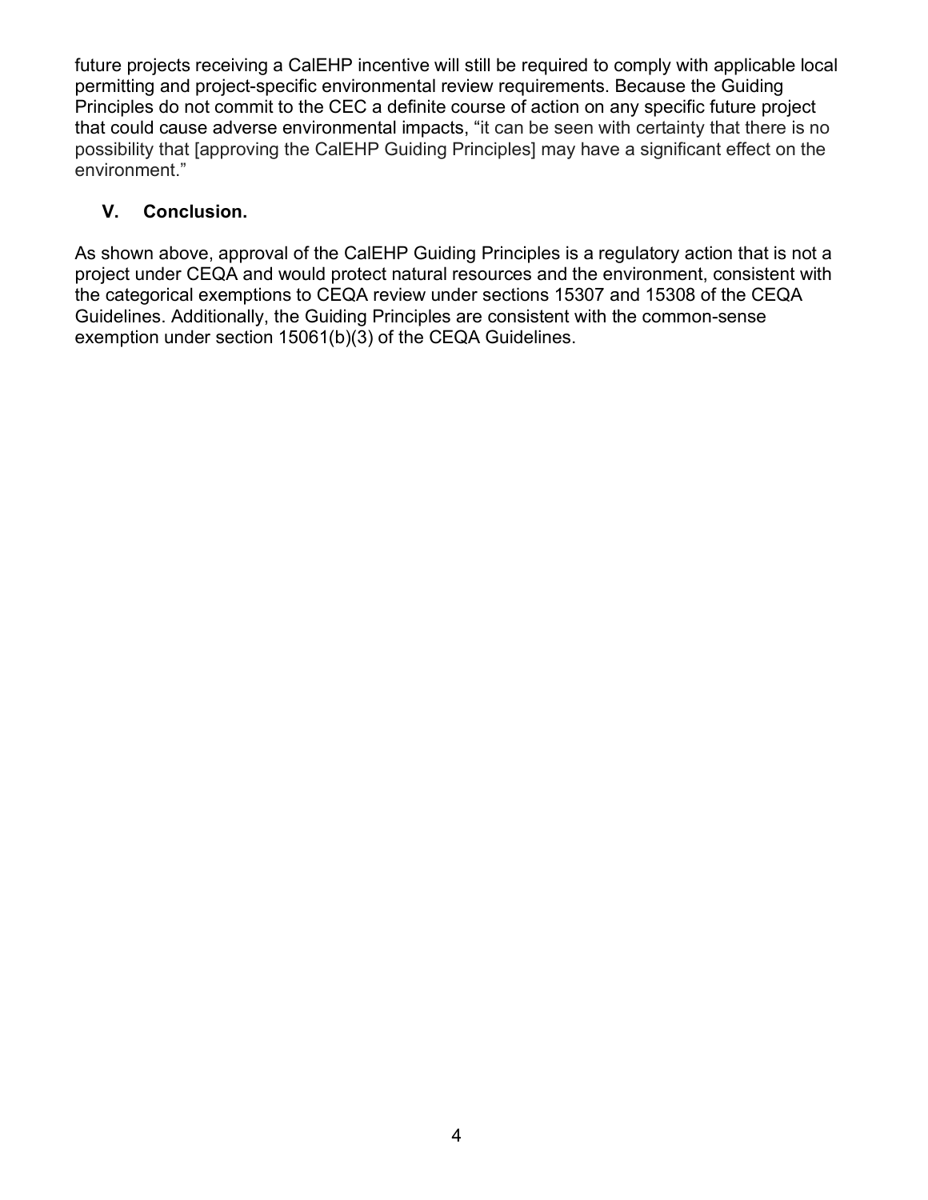future projects receiving a CalEHP incentive will still be required to comply with applicable local permitting and project-specific environmental review requirements. Because the Guiding Principles do not commit to the CEC a definite course of action on any specific future project that could cause adverse environmental impacts, "it can be seen with certainty that there is no possibility that [approving the CalEHP Guiding Principles] may have a significant effect on the environment."

## V. Conclusion.

As shown above, approval of the CalEHP Guiding Principles is a regulatory action that is not a project under CEQA and would protect natural resources and the environment, consistent with the categorical exemptions to CEQA review under sections 15307 and 15308 of the CEQA Guidelines. Additionally, the Guiding Principles are consistent with the common-sense exemption under section 15061(b)(3) of the CEQA Guidelines.